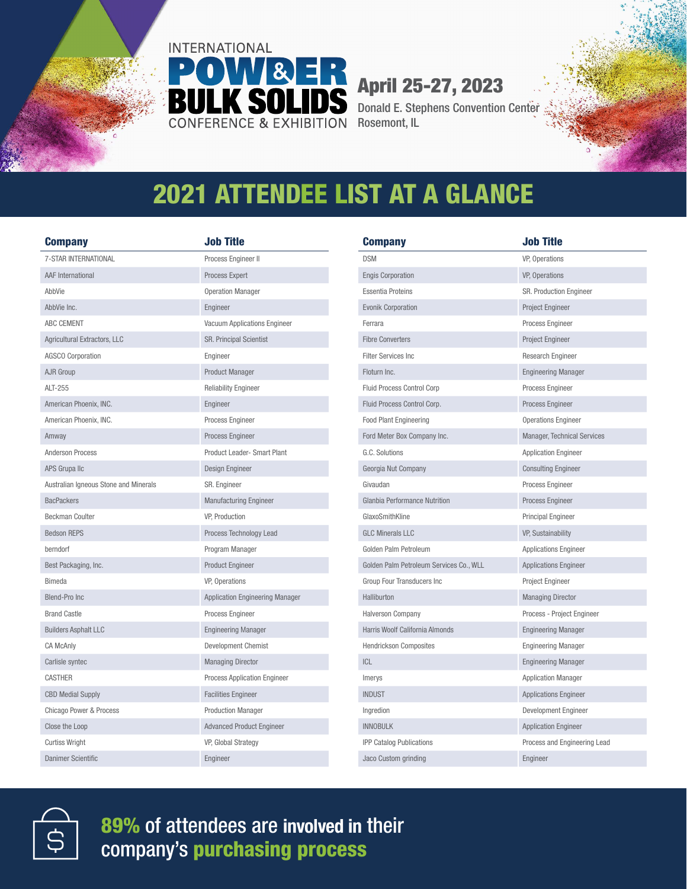INTERNATIONAL

# POWDER & BULK SOLIDS

CONFERENCE & EXHIBITION

**April 25-27, 2023**

Donald E. Stephens Convention Center
Rosemont, IL

## 2021 ATTENDEE LIST AT A GLANCE

| Company | Job Title |
|---|---|
| 7-STAR INTERNATIONAL | Process Engineer II |
| AAF International | Process Expert |
| AbbVie | Operation Manager |
| AbbVie Inc. | Engineer |
| ABC CEMENT | Vacuum Applications Engineer |
| Agricultural Extractors, LLC | SR. Principal Scientist |
| AGSCO Corporation | Engineer |
| AJR Group | Product Manager |
| ALT-255 | Reliability Engineer |
| American Phoenix, INC. | Engineer |
| American Phoenix, INC. | Process Engineer |
| Amway | Process Engineer |
| Anderson Process | Product Leader- Smart Plant |
| APS Grupa llc | Design Engineer |
| Australian Igneous Stone and Minerals | SR. Engineer |
| BacPackers | Manufacturing Engineer |
| Beckman Coulter | VP, Production |
| Bedson REPS | Process Technology Lead |
| berndorf | Program Manager |
| Best Packaging, Inc. | Product Engineer |
| Bimeda | VP, Operations |
| Blend-Pro Inc | Application Engineering Manager |
| Brand Castle | Process Engineer |
| Builders Asphalt LLC | Engineering Manager |
| CA McAnly | Development Chemist |
| Carlisle syntec | Managing Director |
| CASTHER | Process Application Engineer |
| CBD Medial Supply | Facilities Engineer |
| Chicago Power & Process | Production Manager |
| Close the Loop | Advanced Product Engineer |
| Curtiss Wright | VP, Global Strategy |
| Danimer Scientific | Engineer |
| DSM | VP, Operations |
| Engis Corporation | VP, Operations |
| Essentia Proteins | SR. Production Engineer |
| Evonik Corporation | Project Engineer |
| Ferrara | Process Engineer |
| Fibre Converters | Project Engineer |
| Filter Services Inc | Research Engineer |
| Floturn Inc. | Engineering Manager |
| Fluid Process Control Corp | Process Engineer |
| Fluid Process Control Corp. | Process Engineer |
| Food Plant Engineering | Operations Engineer |
| Ford Meter Box Company Inc. | Manager, Technical Services |
| G.C. Solutions | Application Engineer |
| Georgia Nut Company | Consulting Engineer |
| Givaudan | Process Engineer |
| Glanbia Performance Nutrition | Process Engineer |
| GlaxoSmithKline | Principal Engineer |
| GLC Minerals LLC | VP, Sustainability |
| Golden Palm Petroleum | Applications Engineer |
| Golden Palm Petroleum Services Co., WLL | Applications Engineer |
| Group Four Transducers Inc | Project Engineer |
| Halliburton | Managing Director |
| Halverson Company | Process - Project Engineer |
| Harris Woolf California Almonds | Engineering Manager |
| Hendrickson Composites | Engineering Manager |
| ICL | Engineering Manager |
| Imerys | Application Manager |
| INDUST | Applications Engineer |
| Ingredion | Development Engineer |
| INNOBULK | Application Engineer |
| IPP Catalog Publications | Process and Engineering Lead |
| Jaco Custom grinding | Engineer |

**89%** of attendees are involved in their company's **purchasing process**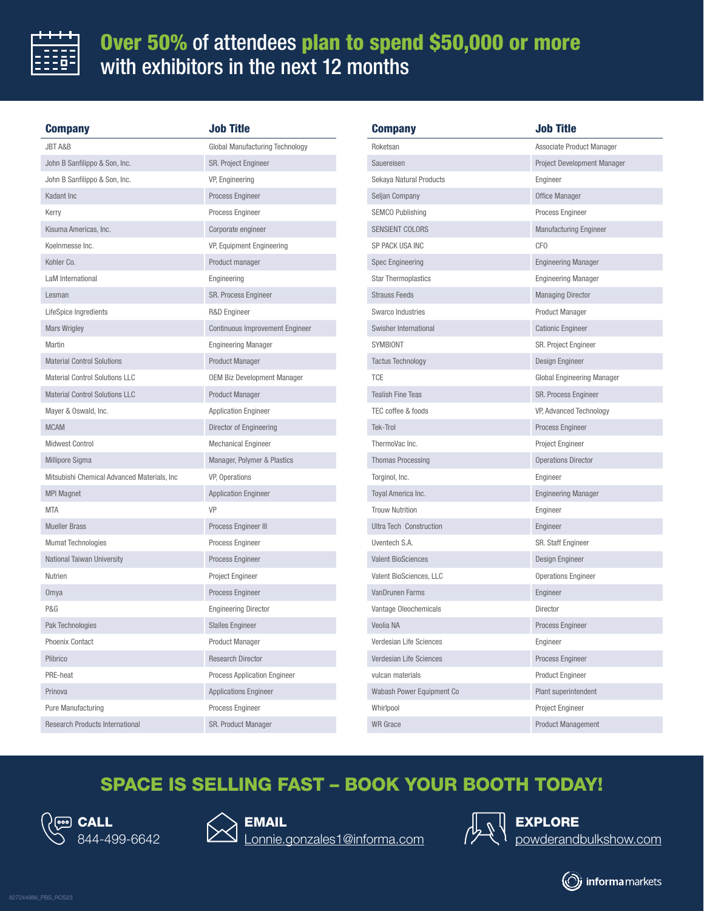# **Over 50%** of attendees **plan to spend $50,000 or more** with exhibitors in the next 12 months

| Company | Job Title |
|---|---|
| JBT A&B | Global Manufacturing Technology |
| John B Sanfilippo & Son, Inc. | SR. Project Engineer |
| John B Sanfilippo & Son, Inc. | VP, Engineering |
| Kadant Inc | Process Engineer |
| Kerry | Process Engineer |
| Kisuma Americas, Inc. | Corporate engineer |
| Koelnmesse Inc. | VP, Equipment Engineering |
| Kohler Co. | Product manager |
| LaM International | Engineering |
| Lesman | SR. Process Engineer |
| LifeSpice Ingredients | R&D Engineer |
| Mars Wrigley | Continuous Improvement Engineer |
| Martin | Engineering Manager |
| Material Control Solutions | Product Manager |
| Material Control Solutions LLC | OEM Biz Development Manager |
| Material Control Solutions LLC | Product Manager |
| Mayer & Oswald, Inc. | Application Engineer |
| MCAM | Director of Engineering |
| Midwest Control | Mechanical Engineer |
| Millipore Sigma | Manager, Polymer & Plastics |
| Mitsubishi Chemical Advanced Materials, Inc | VP, Operations |
| MPI Magnet | Application Engineer |
| MTA | VP |
| Mueller Brass | Process Engineer III |
| Mumat Technologies | Process Engineer |
| National Taiwan University | Process Engineer |
| Nutrien | Project Engineer |
| Omya | Process Engineer |
| P&G | Engineering Director |
| Pak Technologies | Slalles Engineer |
| Phoenix Contact | Product Manager |
| Plibrico | Research Director |
| PRE-heat | Process Application Engineer |
| Prinova | Applications Engineer |
| Pure Manufacturing | Process Engineer |
| Research Products International | SR. Product Manager |

| Company | Job Title |
|---|---|
| Roketsan | Associate Product Manager |
| Sauereisen | Project Development Manager |
| Sekaya Natural Products | Engineer |
| Seljan Company | Office Manager |
| SEMCO Publishing | Process Engineer |
| SENSIENT COLORS | Manufacturing Engineer |
| SP PACK USA INC | CFO |
| Spec Engineering | Engineering Manager |
| Star Thermoplastics | Engineering Manager |
| Strauss Feeds | Managing Director |
| Swarco Industries | Product Manager |
| Swisher International | Cationic Engineer |
| SYMBIONT | SR. Project Engineer |
| Tactus Technology | Design Engineer |
| TCE | Global Engineering Manager |
| Tealish Fine Teas | SR. Process Engineer |
| TEC coffee & foods | VP, Advanced Technology |
| Tek-Trol | Process Engineer |
| ThermoVac Inc. | Project Engineer |
| Thomas Processing | Operations Director |
| Torginol, Inc. | Engineer |
| Toyal America Inc. | Engineering Manager |
| Trouw Nutrition | Engineer |
| Ultra Tech Construction | Engineer |
| Uventech S.A. | SR. Staff Engineer |
| Valent BioSciences | Design Engineer |
| Valent BioSciences, LLC | Operations Engineer |
| VanDrunen Farms | Engineer |
| Vantage Oleochemicals | Director |
| Veolia NA | Process Engineer |
| Verdesian Life Sciences | Engineer |
| Verdesian Life Sciences | Process Engineer |
| vulcan materials | Product Engineer |
| Wabash Power Equipment Co | Plant superintendent |
| Whirlpool | Project Engineer |
| WR Grace | Product Management |

## SPACE IS SELLING FAST – BOOK YOUR BOOTH TODAY!

**CALL**
844-499-6642

**EMAIL**
Lonnie.gonzales1@informa.com

**EXPLORE**
powderandbulkshow.com

informa markets

827244966_PBS_ROS23